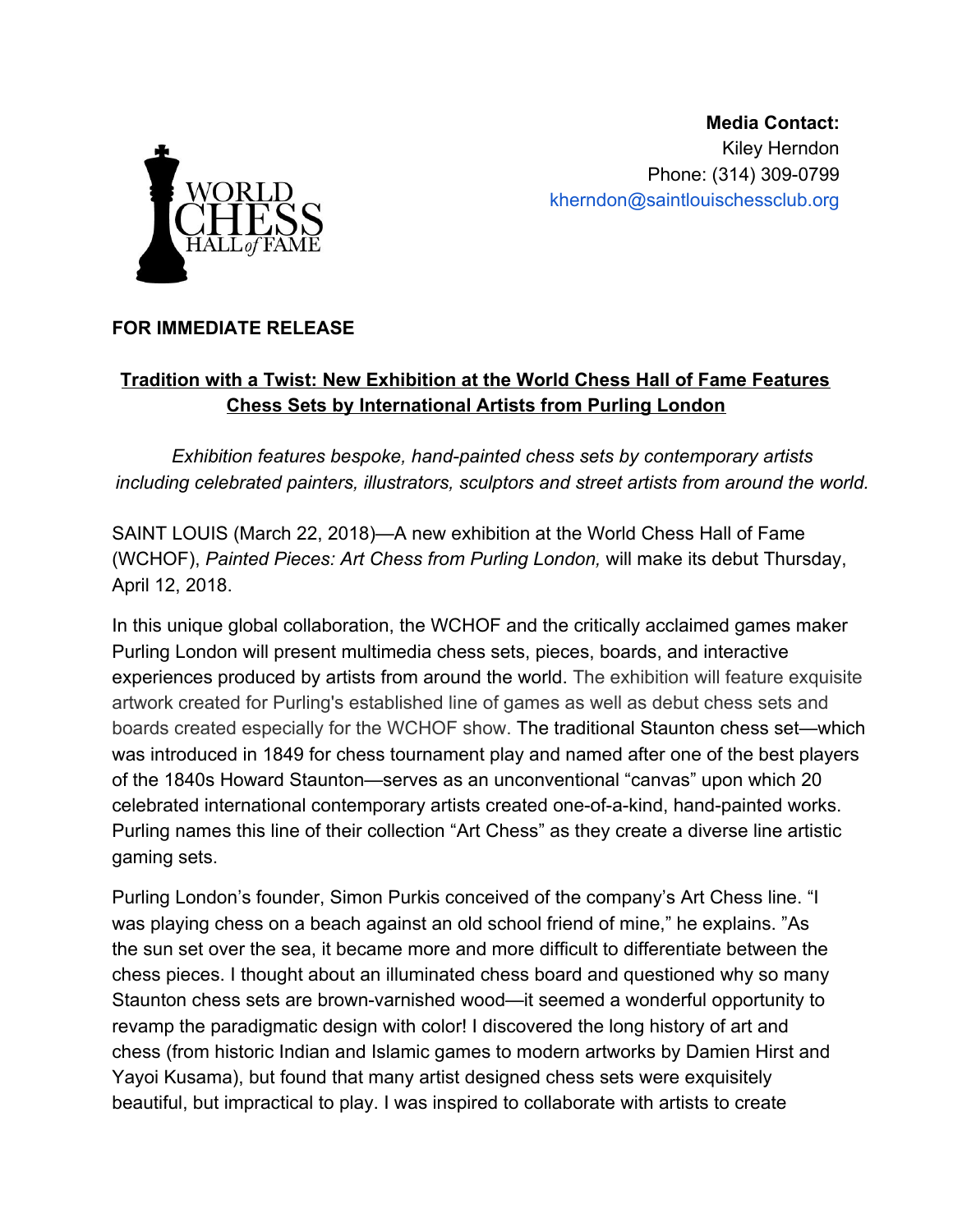WORLD CHESS HALL of FAME

**Media Contact:**
Kiley Herndon
Phone: (314) 309-0799
kherndon@saintlouischessclub.org

**FOR IMMEDIATE RELEASE**

## Tradition with a Twist: New Exhibition at the World Chess Hall of Fame Features Chess Sets by International Artists from Purling London

*Exhibition features bespoke, hand-painted chess sets by contemporary artists including celebrated painters, illustrators, sculptors and street artists from around the world.*

SAINT LOUIS (March 22, 2018)—A new exhibition at the World Chess Hall of Fame (WCHOF), *Painted Pieces: Art Chess from Purling London,* will make its debut Thursday, April 12, 2018.

In this unique global collaboration, the WCHOF and the critically acclaimed games maker Purling London will present multimedia chess sets, pieces, boards, and interactive experiences produced by artists from around the world. The exhibition will feature exquisite artwork created for Purling's established line of games as well as debut chess sets and boards created especially for the WCHOF show. The traditional Staunton chess set—which was introduced in 1849 for chess tournament play and named after one of the best players of the 1840s Howard Staunton—serves as an unconventional "canvas" upon which 20 celebrated international contemporary artists created one-of-a-kind, hand-painted works. Purling names this line of their collection "Art Chess" as they create a diverse line artistic gaming sets.

Purling London's founder, Simon Purkis conceived of the company's Art Chess line. "I was playing chess on a beach against an old school friend of mine," he explains. "As the sun set over the sea, it became more and more difficult to differentiate between the chess pieces. I thought about an illuminated chess board and questioned why so many Staunton chess sets are brown-varnished wood—it seemed a wonderful opportunity to revamp the paradigmatic design with color! I discovered the long history of art and chess (from historic Indian and Islamic games to modern artworks by Damien Hirst and Yayoi Kusama), but found that many artist designed chess sets were exquisitely beautiful, but impractical to play. I was inspired to collaborate with artists to create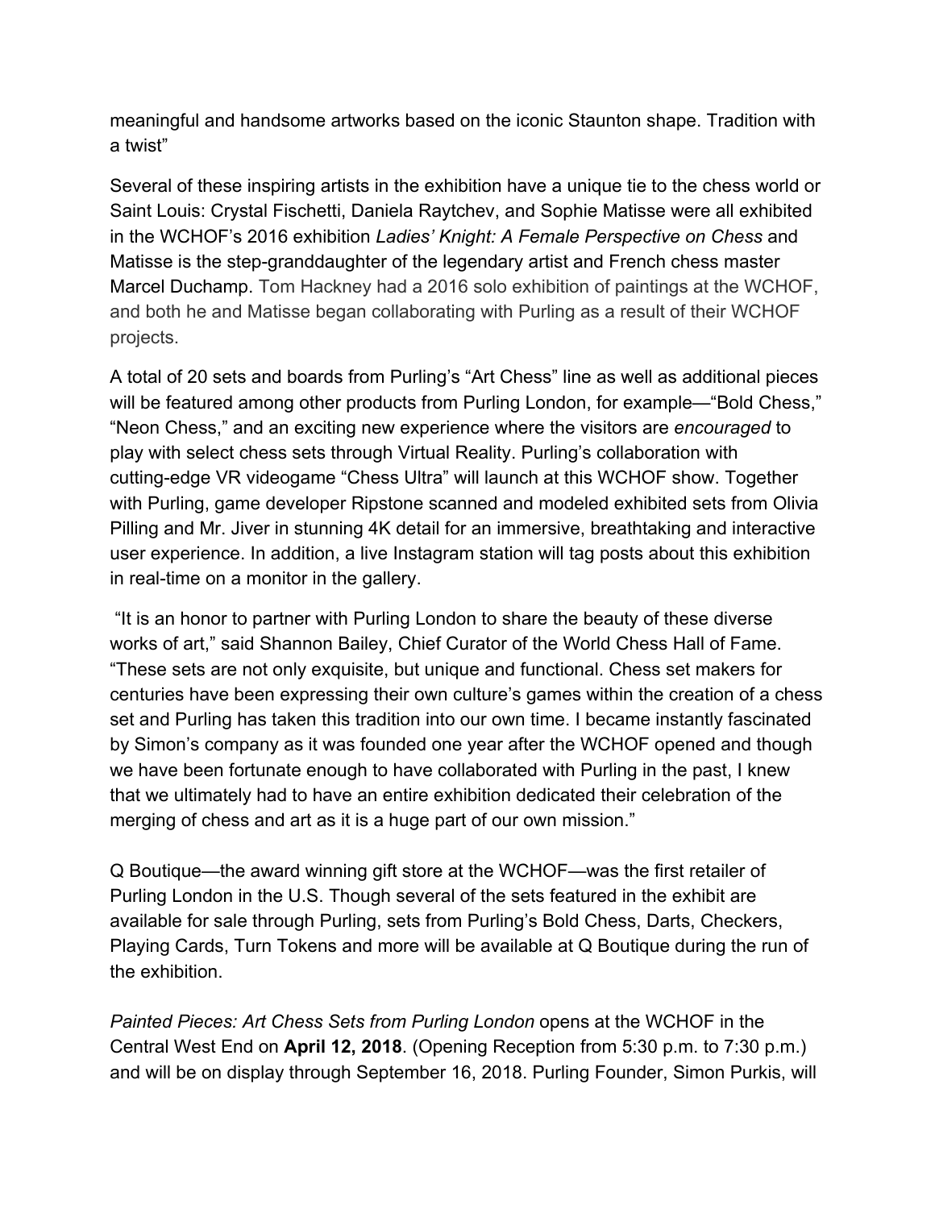meaningful and handsome artworks based on the iconic Staunton shape. Tradition with a twist"

Several of these inspiring artists in the exhibition have a unique tie to the chess world or Saint Louis: Crystal Fischetti, Daniela Raytchev, and Sophie Matisse were all exhibited in the WCHOF's 2016 exhibition *Ladies' Knight: A Female Perspective on Chess* and Matisse is the step-granddaughter of the legendary artist and French chess master Marcel Duchamp. Tom Hackney had a 2016 solo exhibition of paintings at the WCHOF, and both he and Matisse began collaborating with Purling as a result of their WCHOF projects.

A total of 20 sets and boards from Purling's "Art Chess" line as well as additional pieces will be featured among other products from Purling London, for example—"Bold Chess," "Neon Chess," and an exciting new experience where the visitors are *encouraged* to play with select chess sets through Virtual Reality. Purling's collaboration with cutting-edge VR videogame "Chess Ultra" will launch at this WCHOF show. Together with Purling, game developer Ripstone scanned and modeled exhibited sets from Olivia Pilling and Mr. Jiver in stunning 4K detail for an immersive, breathtaking and interactive user experience. In addition, a live Instagram station will tag posts about this exhibition in real-time on a monitor in the gallery.

"It is an honor to partner with Purling London to share the beauty of these diverse works of art," said Shannon Bailey, Chief Curator of the World Chess Hall of Fame. "These sets are not only exquisite, but unique and functional. Chess set makers for centuries have been expressing their own culture's games within the creation of a chess set and Purling has taken this tradition into our own time. I became instantly fascinated by Simon's company as it was founded one year after the WCHOF opened and though we have been fortunate enough to have collaborated with Purling in the past, I knew that we ultimately had to have an entire exhibition dedicated their celebration of the merging of chess and art as it is a huge part of our own mission."

Q Boutique—the award winning gift store at the WCHOF—was the first retailer of Purling London in the U.S. Though several of the sets featured in the exhibit are available for sale through Purling, sets from Purling's Bold Chess, Darts, Checkers, Playing Cards, Turn Tokens and more will be available at Q Boutique during the run of the exhibition.

*Painted Pieces: Art Chess Sets from Purling London* opens at the WCHOF in the Central West End on **April 12, 2018**. (Opening Reception from 5:30 p.m. to 7:30 p.m.) and will be on display through September 16, 2018. Purling Founder, Simon Purkis, will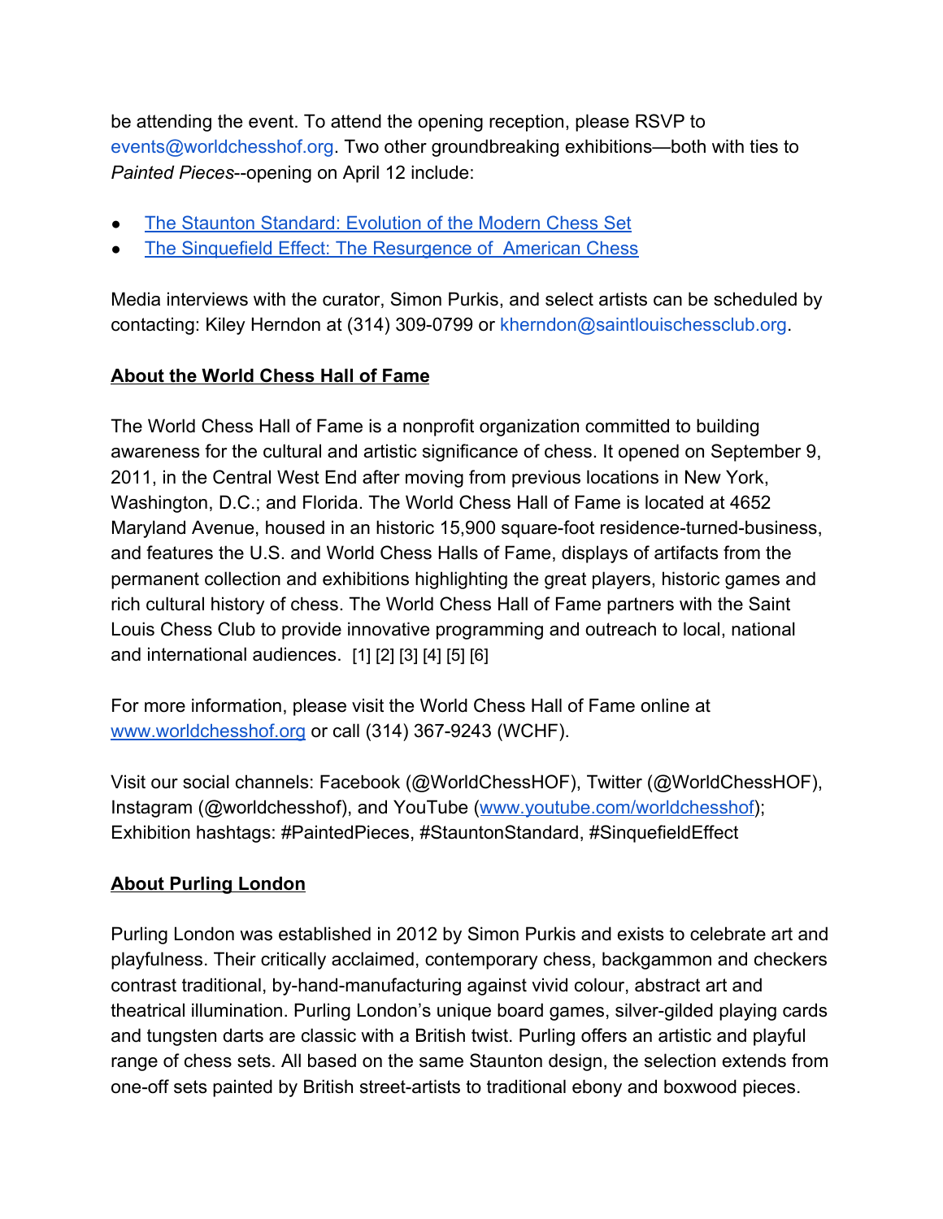be attending the event. To attend the opening reception, please RSVP to events@worldchesshof.org. Two other groundbreaking exhibitions—both with ties to *Painted Pieces*--opening on April 12 include:

- The Staunton Standard: Evolution of the Modern Chess Set
- The Sinquefield Effect: The Resurgence of American Chess

Media interviews with the curator, Simon Purkis, and select artists can be scheduled by contacting: Kiley Herndon at (314) 309-0799 or kherndon@saintlouischessclub.org.

**About the World Chess Hall of Fame**

The World Chess Hall of Fame is a nonprofit organization committed to building awareness for the cultural and artistic significance of chess. It opened on September 9, 2011, in the Central West End after moving from previous locations in New York, Washington, D.C.; and Florida. The World Chess Hall of Fame is located at 4652 Maryland Avenue, housed in an historic 15,900 square-foot residence-turned-business, and features the U.S. and World Chess Halls of Fame, displays of artifacts from the permanent collection and exhibitions highlighting the great players, historic games and rich cultural history of chess. The World Chess Hall of Fame partners with the Saint Louis Chess Club to provide innovative programming and outreach to local, national and international audiences. [1] [2] [3] [4] [5] [6]

For more information, please visit the World Chess Hall of Fame online at www.worldchesshof.org or call (314) 367-9243 (WCHF).

Visit our social channels: Facebook (@WorldChessHOF), Twitter (@WorldChessHOF), Instagram (@worldchesshof), and YouTube (www.youtube.com/worldchesshof); Exhibition hashtags: #PaintedPieces, #StauntonStandard, #SinquefieldEffect

**About Purling London**

Purling London was established in 2012 by Simon Purkis and exists to celebrate art and playfulness. Their critically acclaimed, contemporary chess, backgammon and checkers contrast traditional, by-hand-manufacturing against vivid colour, abstract art and theatrical illumination. Purling London's unique board games, silver-gilded playing cards and tungsten darts are classic with a British twist. Purling offers an artistic and playful range of chess sets. All based on the same Staunton design, the selection extends from one-off sets painted by British street-artists to traditional ebony and boxwood pieces.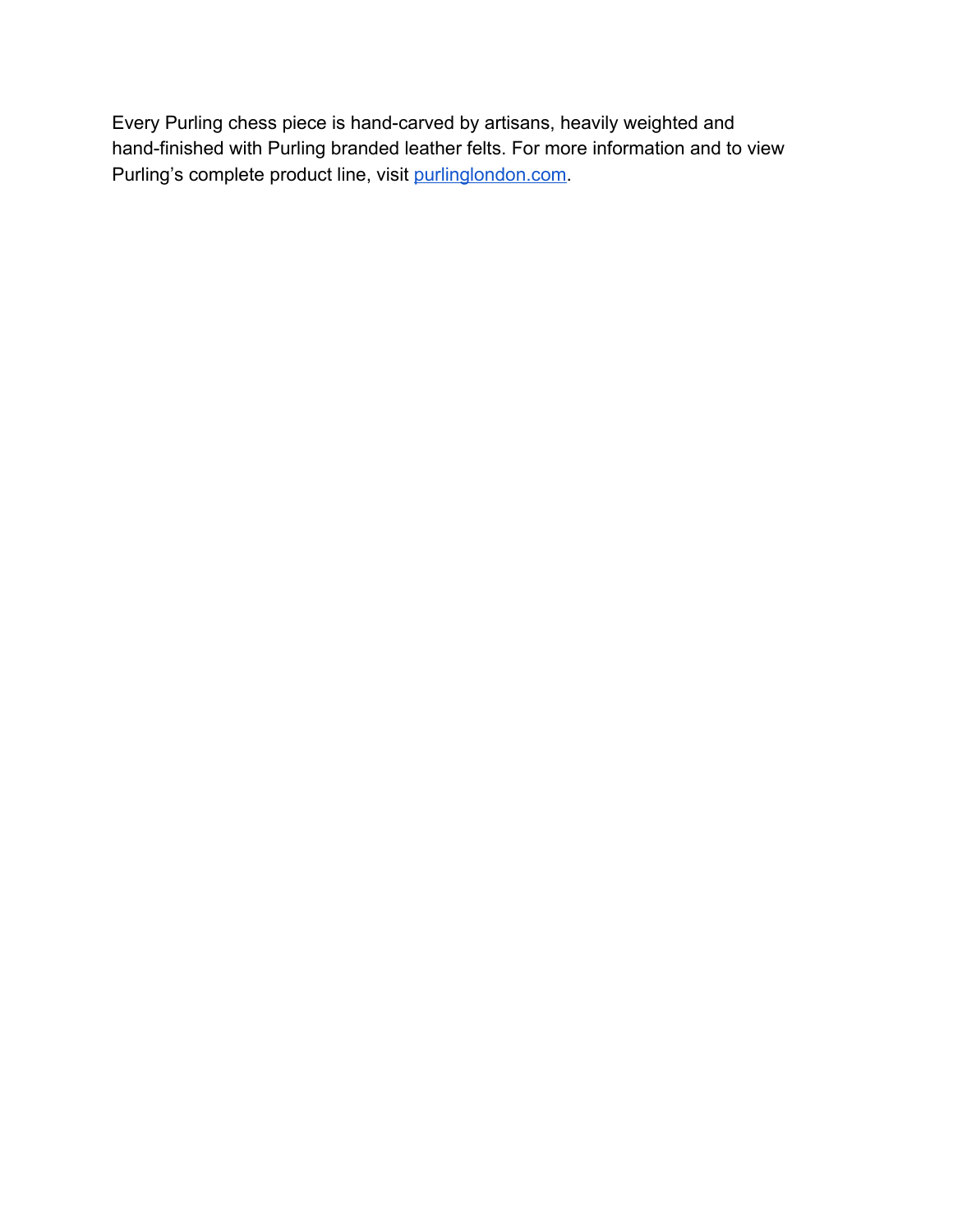Every Purling chess piece is hand-carved by artisans, heavily weighted and hand-finished with Purling branded leather felts. For more information and to view Purling's complete product line, visit [purlinglondon.com](http://purlinglondon.com).